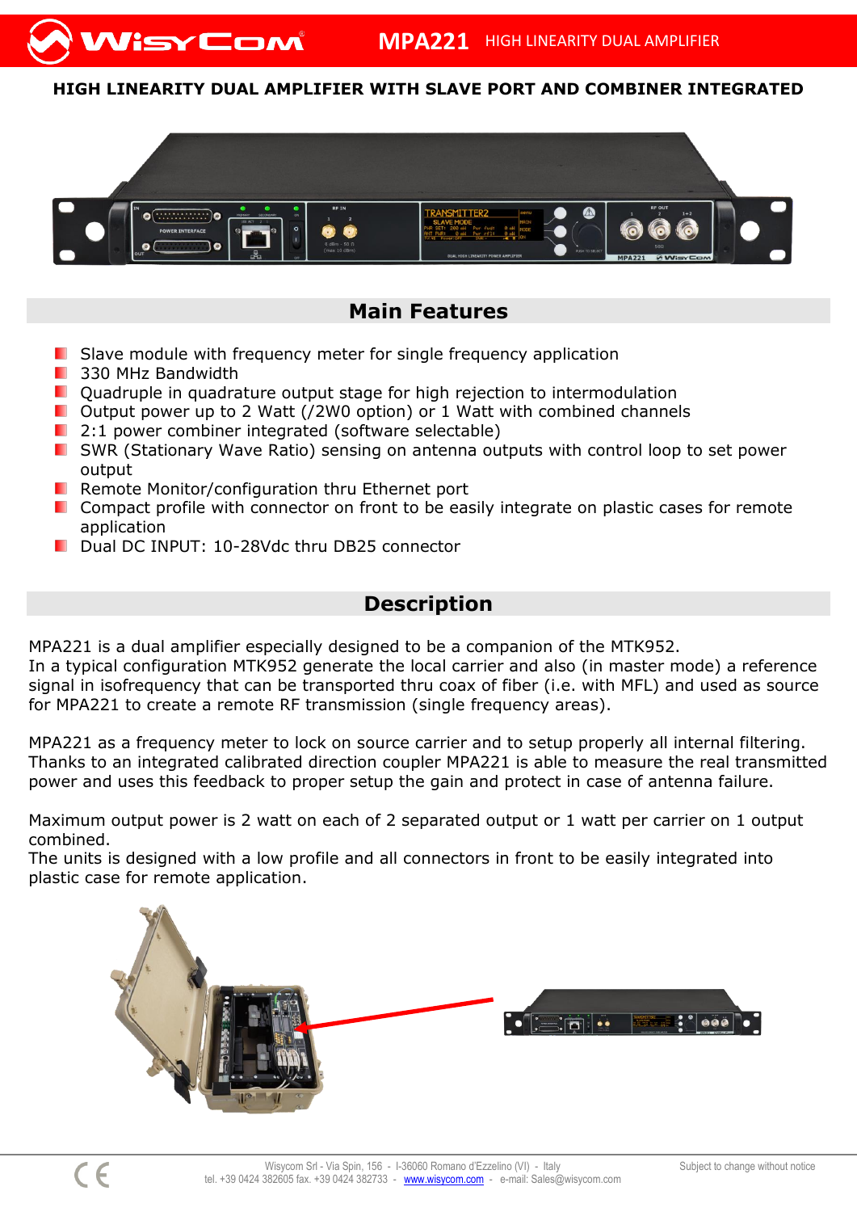# MPA221 HIGH LINEARITY DUAL AMPLIFIER

## HIGH LINEARITY DUAL AMPLIFIER WITH SLAVE PORT AND COMBINER INTEGRATED

## Main Features

- Slave module with frequency meter for single frequency application
- 330 MHz Bandwidth
- Quadruple in quadrature output stage for high rejection to intermodulation
- Output power up to 2 Watt (/2W0 option) or 1 Watt with combined channels
- 2:1 power combiner integrated (software selectable)
- SWR (Stationary Wave Ratio) sensing on antenna outputs with control loop to set power output
- Remote Monitor/configuration thru Ethernet port
- Compact profile with connector on front to be easily integrate on plastic cases for remote application
- Dual DC INPUT: 10-28Vdc thru DB25 connector

## Description

MPA221 is a dual amplifier especially designed to be a companion of the MTK952.
In a typical configuration MTK952 generate the local carrier and also (in master mode) a reference signal in isofrequency that can be transported thru coax of fiber (i.e. with MFL) and used as source for MPA221 to create a remote RF transmission (single frequency areas).

MPA221 as a frequency meter to lock on source carrier and to setup properly all internal filtering.
Thanks to an integrated calibrated direction coupler MPA221 is able to measure the real transmitted power and uses this feedback to proper setup the gain and protect in case of antenna failure.

Maximum output power is 2 watt on each of 2 separated output or 1 watt per carrier on 1 output combined.
The units is designed with a low profile and all connectors in front to be easily integrated into plastic case for remote application.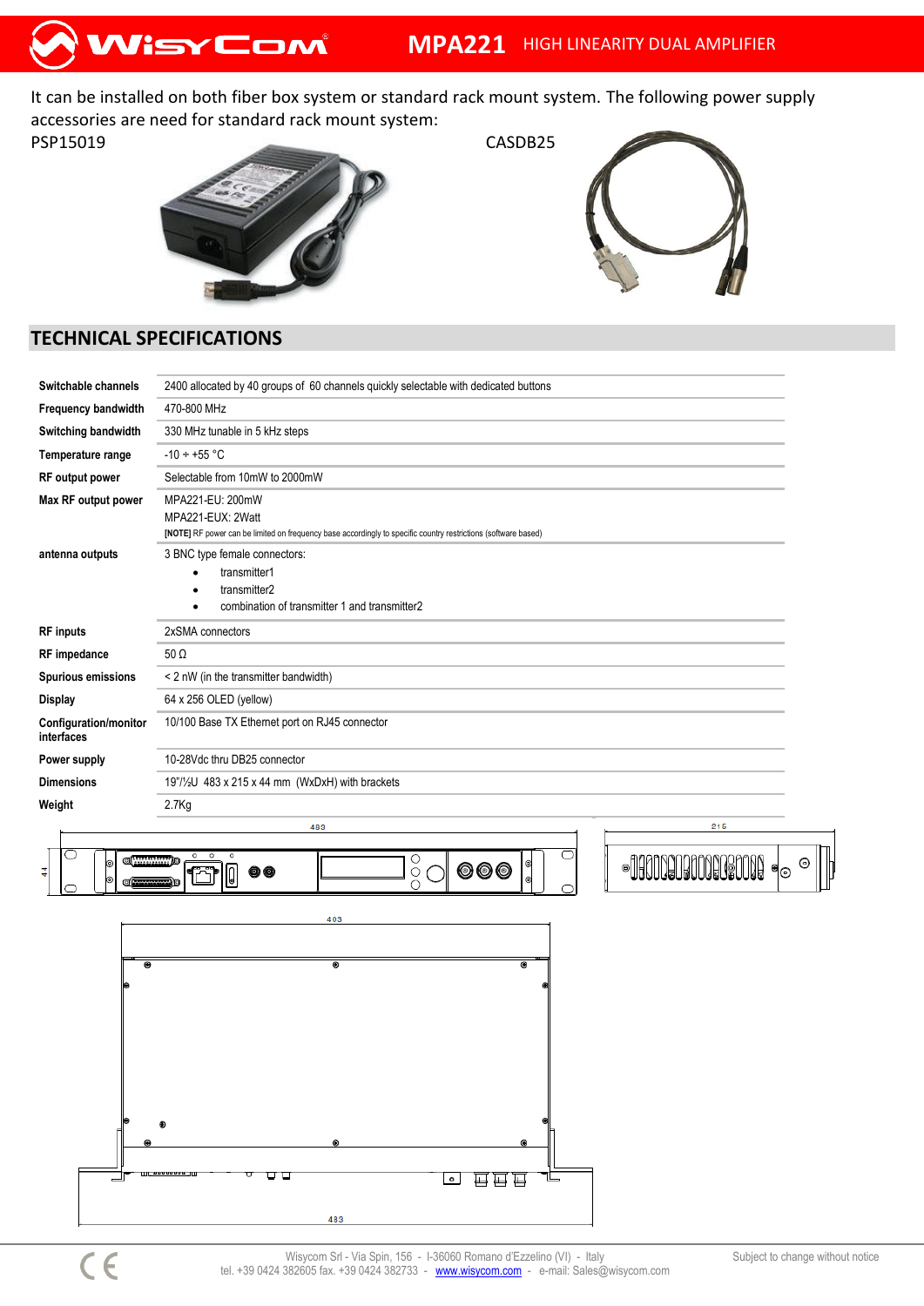It can be installed on both fiber box system or standard rack mount system. The following power supply accessories are need for standard rack mount system:

PSP15019

CASDB25

## TECHNICAL SPECIFICATIONS

| | |
|---|---|
| **Switchable channels** | 2400 allocated by 40 groups of 60 channels quickly selectable with dedicated buttons |
| **Frequency bandwidth** | 470-800 MHz |
| **Switching bandwidth** | 330 MHz tunable in 5 kHz steps |
| **Temperature range** | -10 ÷ +55 °C |
| **RF output power** | Selectable from 10mW to 2000mW |
| **Max RF output power** | MPA221-EU: 200mW<br>MPA221-EUX: 2Watt<br>**[NOTE]** RF power can be limited on frequency base accordingly to specific country restrictions (software based) |
| **antenna outputs** | 3 BNC type female connectors:<br>• transmitter1<br>• transmitter2<br>• combination of transmitter 1 and transmitter2 |
| **RF inputs** | 2xSMA connectors |
| **RF impedance** | 50 Ω |
| **Spurious emissions** | < 2 nW (in the transmitter bandwidth) |
| **Display** | 64 x 256 OLED (yellow) |
| **Configuration/monitor interfaces** | 10/100 Base TX Ethernet port on RJ45 connector |
| **Power supply** | 10-28Vdc thru DB25 connector |
| **Dimensions** | 19"/½U 483 x 215 x 44 mm (WxDxH) with brackets |
| **Weight** | 2.7Kg |

483

44

215

403

483

Wisycom Srl - Via Spin, 156 - I-36060 Romano d'Ezzelino (VI) - Italy
tel. +39 0424 382605 fax. +39 0424 382733 - www.wisycom.com - e-mail: Sales@wisycom.com

Subject to change without notice